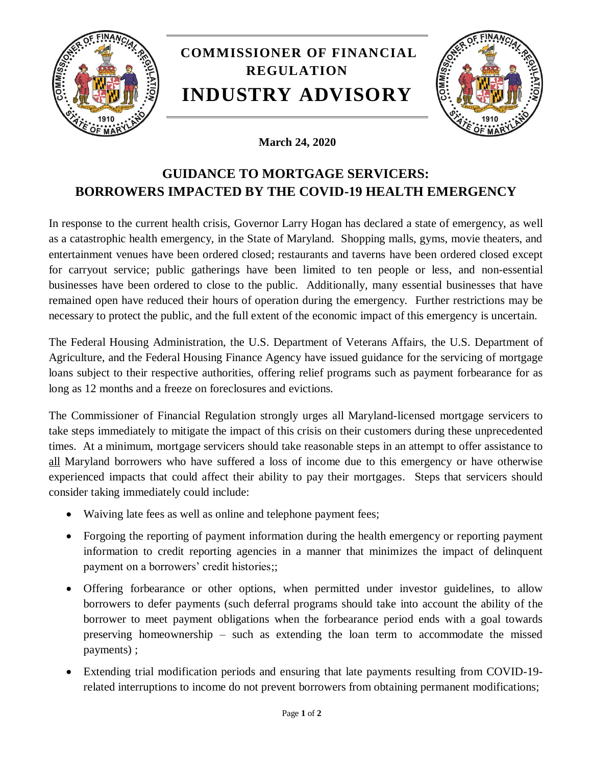# COMMISSIONER OF FINANCIAL REGULATION

# INDUSTRY ADVISORY

**March 24, 2020**

## GUIDANCE TO MORTGAGE SERVICERS: BORROWERS IMPACTED BY THE COVID-19 HEALTH EMERGENCY

In response to the current health crisis, Governor Larry Hogan has declared a state of emergency, as well as a catastrophic health emergency, in the State of Maryland. Shopping malls, gyms, movie theaters, and entertainment venues have been ordered closed; restaurants and taverns have been ordered closed except for carryout service; public gatherings have been limited to ten people or less, and non-essential businesses have been ordered to close to the public. Additionally, many essential businesses that have remained open have reduced their hours of operation during the emergency. Further restrictions may be necessary to protect the public, and the full extent of the economic impact of this emergency is uncertain.

The Federal Housing Administration, the U.S. Department of Veterans Affairs, the U.S. Department of Agriculture, and the Federal Housing Finance Agency have issued guidance for the servicing of mortgage loans subject to their respective authorities, offering relief programs such as payment forbearance for as long as 12 months and a freeze on foreclosures and evictions.

The Commissioner of Financial Regulation strongly urges all Maryland-licensed mortgage servicers to take steps immediately to mitigate the impact of this crisis on their customers during these unprecedented times. At a minimum, mortgage servicers should take reasonable steps in an attempt to offer assistance to <u>all</u> Maryland borrowers who have suffered a loss of income due to this emergency or have otherwise experienced impacts that could affect their ability to pay their mortgages. Steps that servicers should consider taking immediately could include:

- Waiving late fees as well as online and telephone payment fees;
- Forgoing the reporting of payment information during the health emergency or reporting payment information to credit reporting agencies in a manner that minimizes the impact of delinquent payment on a borrowers' credit histories;;
- Offering forbearance or other options, when permitted under investor guidelines, to allow borrowers to defer payments (such deferral programs should take into account the ability of the borrower to meet payment obligations when the forbearance period ends with a goal towards preserving homeownership – such as extending the loan term to accommodate the missed payments) ;
- Extending trial modification periods and ensuring that late payments resulting from COVID-19-related interruptions to income do not prevent borrowers from obtaining permanent modifications;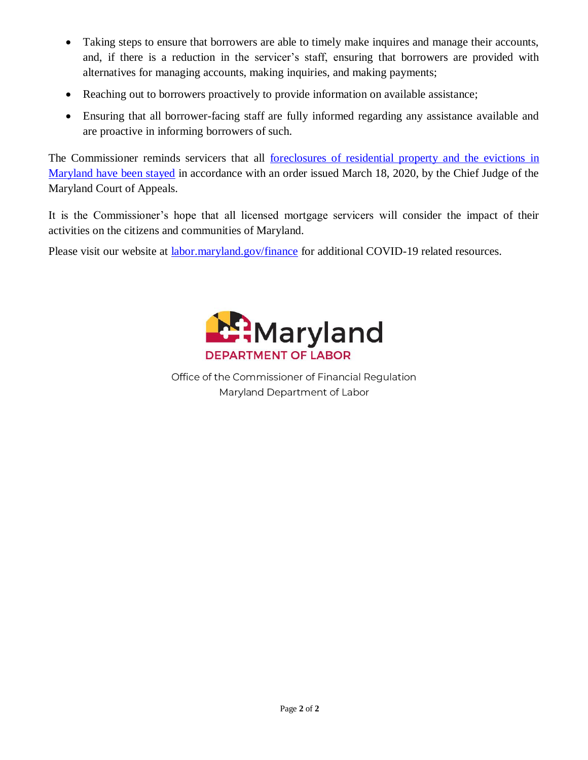- Taking steps to ensure that borrowers are able to timely make inquires and manage their accounts, and, if there is a reduction in the servicer's staff, ensuring that borrowers are provided with alternatives for managing accounts, making inquiries, and making payments;
- Reaching out to borrowers proactively to provide information on available assistance;
- Ensuring that all borrower-facing staff are fully informed regarding any assistance available and are proactive in informing borrowers of such.

The Commissioner reminds servicers that all foreclosures of residential property and the evictions in Maryland have been stayed in accordance with an order issued March 18, 2020, by the Chief Judge of the Maryland Court of Appeals.

It is the Commissioner's hope that all licensed mortgage servicers will consider the impact of their activities on the citizens and communities of Maryland.

Please visit our website at labor.maryland.gov/finance for additional COVID-19 related resources.

Maryland
DEPARTMENT OF LABOR

Office of the Commissioner of Financial Regulation
Maryland Department of Labor